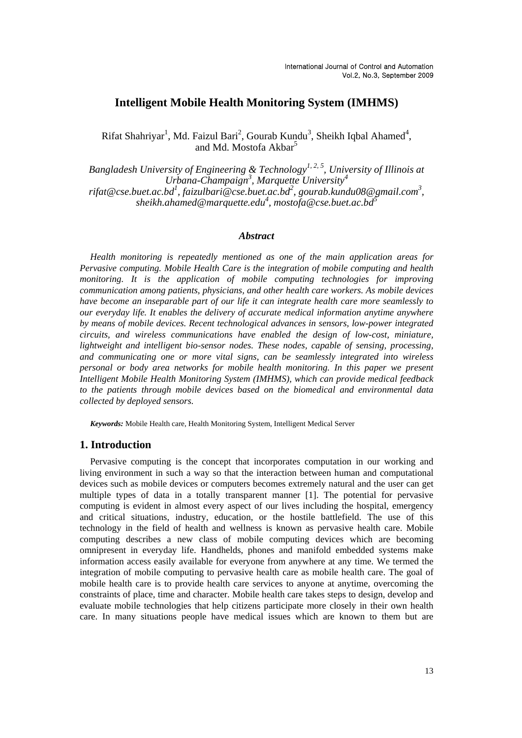# Intelligent Mobile Health Monitoring System (IMHMS)

Rifat Shahriyar[1], Md. Faizul Bari[2], Gourab Kundu[3], Sheikh Iqbal Ahamed[4], and Md. Mostofa Akbar[5]

*Bangladesh University of Engineering & Technology[1, 2, 5], University of Illinois at Urbana-Champaign[3], Marquette University[4]*
*rifat@cse.buet.ac.bd[1], faizulbari@cse.buet.ac.bd[2], gourab.kundu08@gmail.com[3], sheikh.ahamed@marquette.edu[4], mostofa@cse.buet.ac.bd[5]*

### *Abstract*

*Health monitoring is repeatedly mentioned as one of the main application areas for Pervasive computing. Mobile Health Care is the integration of mobile computing and health monitoring. It is the application of mobile computing technologies for improving communication among patients, physicians, and other health care workers. As mobile devices have become an inseparable part of our life it can integrate health care more seamlessly to our everyday life. It enables the delivery of accurate medical information anytime anywhere by means of mobile devices. Recent technological advances in sensors, low-power integrated circuits, and wireless communications have enabled the design of low-cost, miniature, lightweight and intelligent bio-sensor nodes. These nodes, capable of sensing, processing, and communicating one or more vital signs, can be seamlessly integrated into wireless personal or body area networks for mobile health monitoring. In this paper we present Intelligent Mobile Health Monitoring System (IMHMS), which can provide medical feedback to the patients through mobile devices based on the biomedical and environmental data collected by deployed sensors.*

***Keywords:*** Mobile Health care, Health Monitoring System, Intelligent Medical Server

## 1. Introduction

Pervasive computing is the concept that incorporates computation in our working and living environment in such a way so that the interaction between human and computational devices such as mobile devices or computers becomes extremely natural and the user can get multiple types of data in a totally transparent manner [1]. The potential for pervasive computing is evident in almost every aspect of our lives including the hospital, emergency and critical situations, industry, education, or the hostile battlefield. The use of this technology in the field of health and wellness is known as pervasive health care. Mobile computing describes a new class of mobile computing devices which are becoming omnipresent in everyday life. Handhelds, phones and manifold embedded systems make information access easily available for everyone from anywhere at any time. We termed the integration of mobile computing to pervasive health care as mobile health care. The goal of mobile health care is to provide health care services to anyone at anytime, overcoming the constraints of place, time and character. Mobile health care takes steps to design, develop and evaluate mobile technologies that help citizens participate more closely in their own health care. In many situations people have medical issues which are known to them but are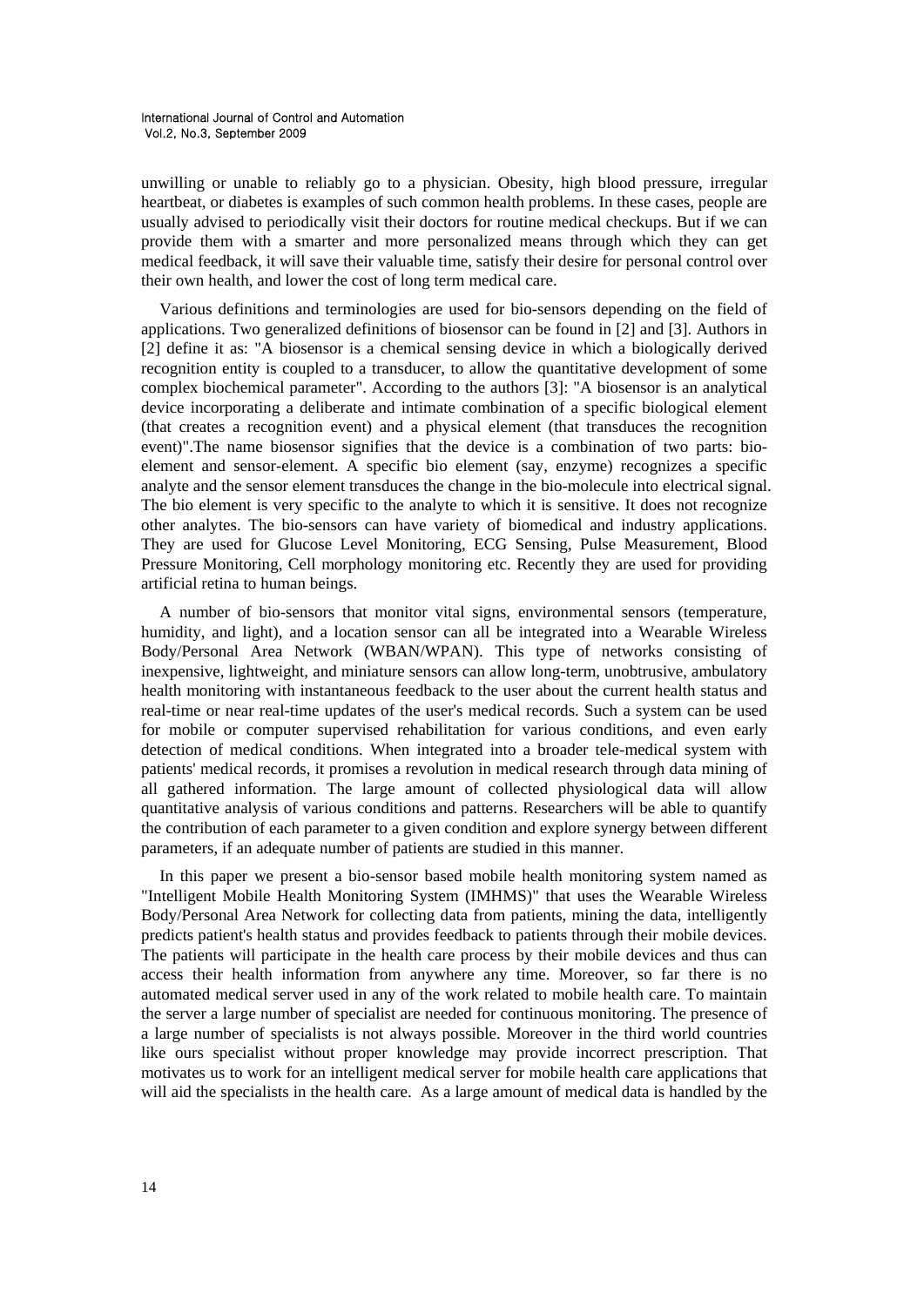unwilling or unable to reliably go to a physician. Obesity, high blood pressure, irregular heartbeat, or diabetes is examples of such common health problems. In these cases, people are usually advised to periodically visit their doctors for routine medical checkups. But if we can provide them with a smarter and more personalized means through which they can get medical feedback, it will save their valuable time, satisfy their desire for personal control over their own health, and lower the cost of long term medical care.

Various definitions and terminologies are used for bio-sensors depending on the field of applications. Two generalized definitions of biosensor can be found in [2] and [3]. Authors in [2] define it as: "A biosensor is a chemical sensing device in which a biologically derived recognition entity is coupled to a transducer, to allow the quantitative development of some complex biochemical parameter". According to the authors [3]: "A biosensor is an analytical device incorporating a deliberate and intimate combination of a specific biological element (that creates a recognition event) and a physical element (that transduces the recognition event)".The name biosensor signifies that the device is a combination of two parts: bio-element and sensor-element. A specific bio element (say, enzyme) recognizes a specific analyte and the sensor element transduces the change in the bio-molecule into electrical signal. The bio element is very specific to the analyte to which it is sensitive. It does not recognize other analytes. The bio-sensors can have variety of biomedical and industry applications. They are used for Glucose Level Monitoring, ECG Sensing, Pulse Measurement, Blood Pressure Monitoring, Cell morphology monitoring etc. Recently they are used for providing artificial retina to human beings.

A number of bio-sensors that monitor vital signs, environmental sensors (temperature, humidity, and light), and a location sensor can all be integrated into a Wearable Wireless Body/Personal Area Network (WBAN/WPAN). This type of networks consisting of inexpensive, lightweight, and miniature sensors can allow long-term, unobtrusive, ambulatory health monitoring with instantaneous feedback to the user about the current health status and real-time or near real-time updates of the user's medical records. Such a system can be used for mobile or computer supervised rehabilitation for various conditions, and even early detection of medical conditions. When integrated into a broader tele-medical system with patients' medical records, it promises a revolution in medical research through data mining of all gathered information. The large amount of collected physiological data will allow quantitative analysis of various conditions and patterns. Researchers will be able to quantify the contribution of each parameter to a given condition and explore synergy between different parameters, if an adequate number of patients are studied in this manner.

In this paper we present a bio-sensor based mobile health monitoring system named as "Intelligent Mobile Health Monitoring System (IMHMS)" that uses the Wearable Wireless Body/Personal Area Network for collecting data from patients, mining the data, intelligently predicts patient's health status and provides feedback to patients through their mobile devices. The patients will participate in the health care process by their mobile devices and thus can access their health information from anywhere any time. Moreover, so far there is no automated medical server used in any of the work related to mobile health care. To maintain the server a large number of specialist are needed for continuous monitoring. The presence of a large number of specialists is not always possible. Moreover in the third world countries like ours specialist without proper knowledge may provide incorrect prescription. That motivates us to work for an intelligent medical server for mobile health care applications that will aid the specialists in the health care. As a large amount of medical data is handled by the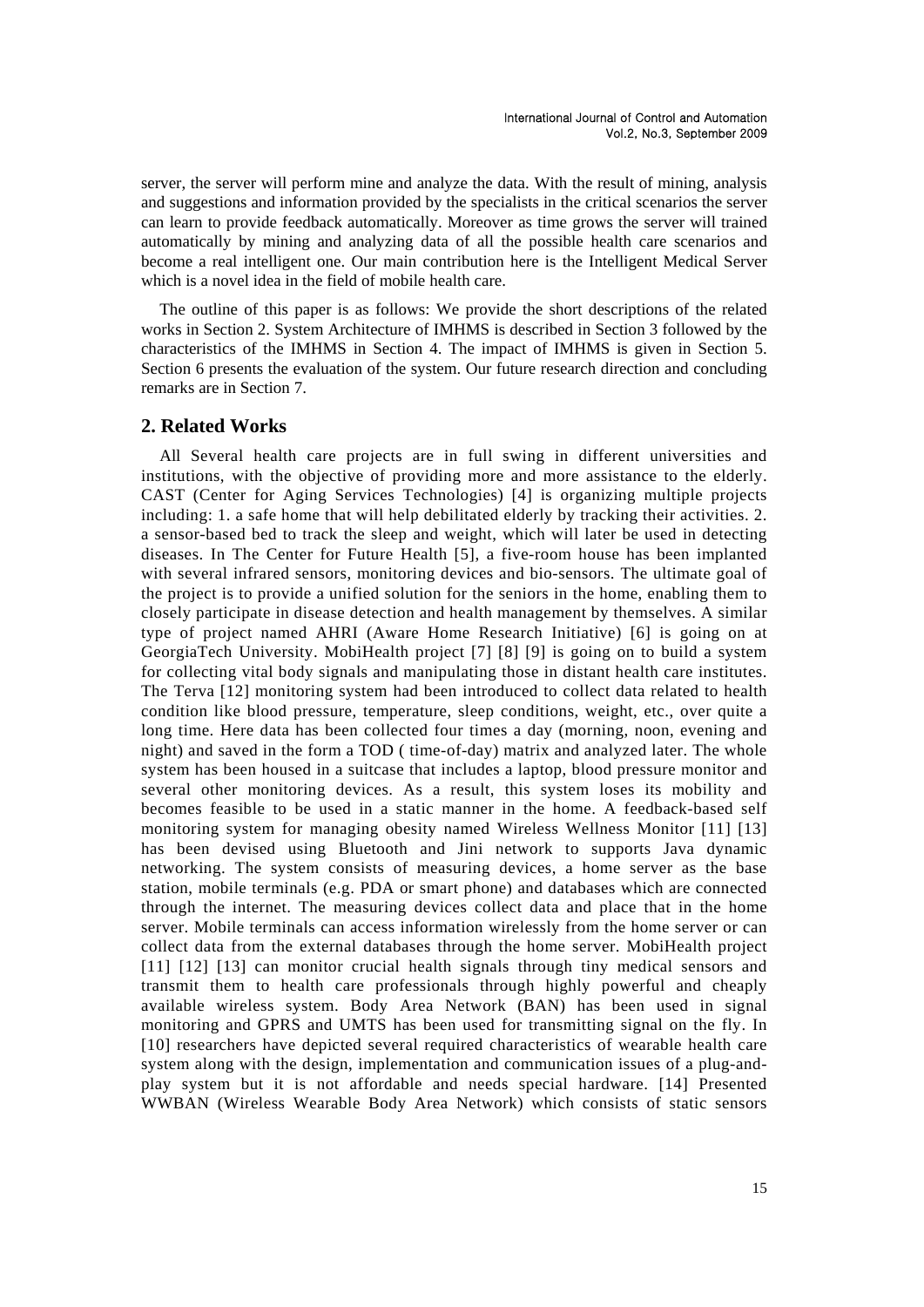server, the server will perform mine and analyze the data. With the result of mining, analysis and suggestions and information provided by the specialists in the critical scenarios the server can learn to provide feedback automatically. Moreover as time grows the server will trained automatically by mining and analyzing data of all the possible health care scenarios and become a real intelligent one. Our main contribution here is the Intelligent Medical Server which is a novel idea in the field of mobile health care.

The outline of this paper is as follows: We provide the short descriptions of the related works in Section 2. System Architecture of IMHMS is described in Section 3 followed by the characteristics of the IMHMS in Section 4. The impact of IMHMS is given in Section 5. Section 6 presents the evaluation of the system. Our future research direction and concluding remarks are in Section 7.

## 2. Related Works

All Several health care projects are in full swing in different universities and institutions, with the objective of providing more and more assistance to the elderly. CAST (Center for Aging Services Technologies) [4] is organizing multiple projects including: 1. a safe home that will help debilitated elderly by tracking their activities. 2. a sensor-based bed to track the sleep and weight, which will later be used in detecting diseases. In The Center for Future Health [5], a five-room house has been implanted with several infrared sensors, monitoring devices and bio-sensors. The ultimate goal of the project is to provide a unified solution for the seniors in the home, enabling them to closely participate in disease detection and health management by themselves. A similar type of project named AHRI (Aware Home Research Initiative) [6] is going on at GeorgiaTech University. MobiHealth project [7] [8] [9] is going on to build a system for collecting vital body signals and manipulating those in distant health care institutes. The Terva [12] monitoring system had been introduced to collect data related to health condition like blood pressure, temperature, sleep conditions, weight, etc., over quite a long time. Here data has been collected four times a day (morning, noon, evening and night) and saved in the form a TOD ( time-of-day) matrix and analyzed later. The whole system has been housed in a suitcase that includes a laptop, blood pressure monitor and several other monitoring devices. As a result, this system loses its mobility and becomes feasible to be used in a static manner in the home. A feedback-based self monitoring system for managing obesity named Wireless Wellness Monitor [11] [13] has been devised using Bluetooth and Jini network to supports Java dynamic networking. The system consists of measuring devices, a home server as the base station, mobile terminals (e.g. PDA or smart phone) and databases which are connected through the internet. The measuring devices collect data and place that in the home server. Mobile terminals can access information wirelessly from the home server or can collect data from the external databases through the home server. MobiHealth project [11] [12] [13] can monitor crucial health signals through tiny medical sensors and transmit them to health care professionals through highly powerful and cheaply available wireless system. Body Area Network (BAN) has been used in signal monitoring and GPRS and UMTS has been used for transmitting signal on the fly. In [10] researchers have depicted several required characteristics of wearable health care system along with the design, implementation and communication issues of a plug-and-play system but it is not affordable and needs special hardware. [14] Presented WWBAN (Wireless Wearable Body Area Network) which consists of static sensors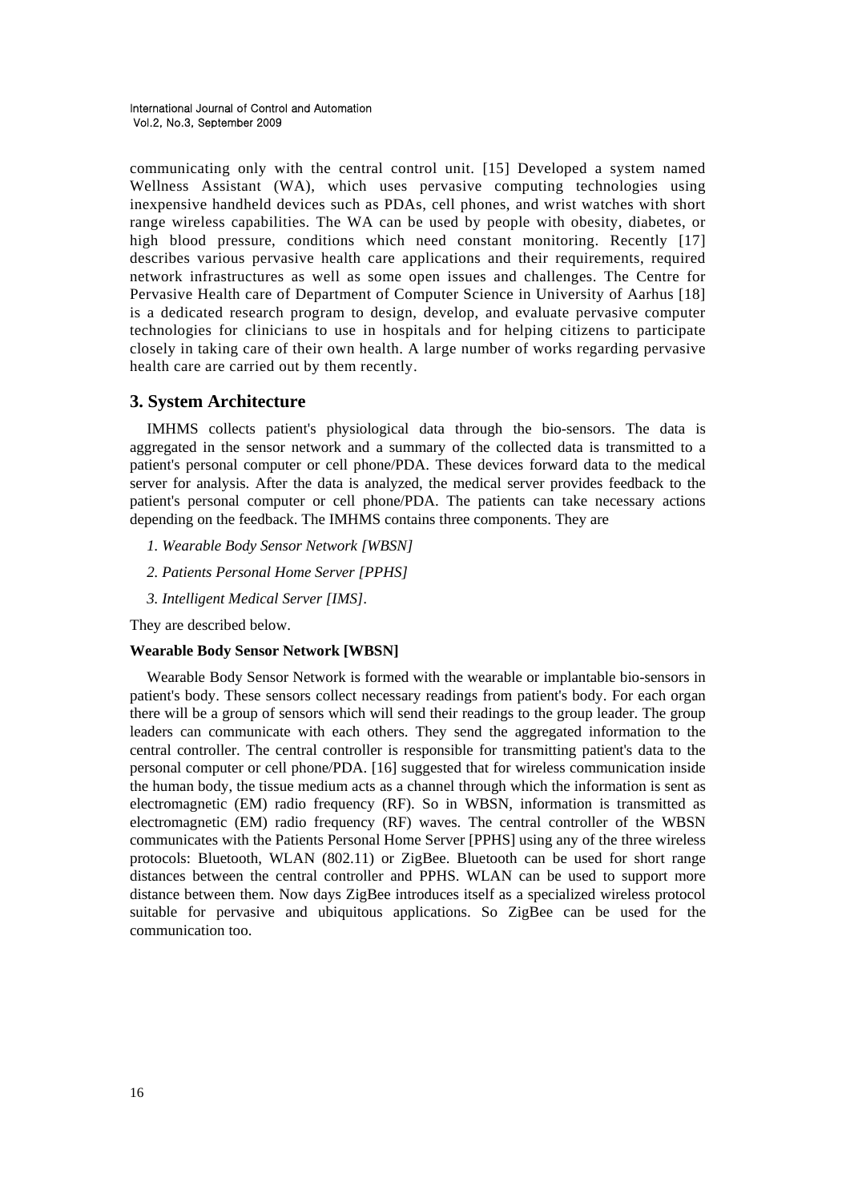communicating only with the central control unit. [15] Developed a system named Wellness Assistant (WA), which uses pervasive computing technologies using inexpensive handheld devices such as PDAs, cell phones, and wrist watches with short range wireless capabilities. The WA can be used by people with obesity, diabetes, or high blood pressure, conditions which need constant monitoring. Recently [17] describes various pervasive health care applications and their requirements, required network infrastructures as well as some open issues and challenges. The Centre for Pervasive Health care of Department of Computer Science in University of Aarhus [18] is a dedicated research program to design, develop, and evaluate pervasive computer technologies for clinicians to use in hospitals and for helping citizens to participate closely in taking care of their own health. A large number of works regarding pervasive health care are carried out by them recently.

## 3. System Architecture

IMHMS collects patient's physiological data through the bio-sensors. The data is aggregated in the sensor network and a summary of the collected data is transmitted to a patient's personal computer or cell phone/PDA. These devices forward data to the medical server for analysis. After the data is analyzed, the medical server provides feedback to the patient's personal computer or cell phone/PDA. The patients can take necessary actions depending on the feedback. The IMHMS contains three components. They are

*1. Wearable Body Sensor Network [WBSN]*

*2. Patients Personal Home Server [PPHS]*

*3. Intelligent Medical Server [IMS].*

They are described below.

**Wearable Body Sensor Network [WBSN]**

Wearable Body Sensor Network is formed with the wearable or implantable bio-sensors in patient's body. These sensors collect necessary readings from patient's body. For each organ there will be a group of sensors which will send their readings to the group leader. The group leaders can communicate with each others. They send the aggregated information to the central controller. The central controller is responsible for transmitting patient's data to the personal computer or cell phone/PDA. [16] suggested that for wireless communication inside the human body, the tissue medium acts as a channel through which the information is sent as electromagnetic (EM) radio frequency (RF). So in WBSN, information is transmitted as electromagnetic (EM) radio frequency (RF) waves. The central controller of the WBSN communicates with the Patients Personal Home Server [PPHS] using any of the three wireless protocols: Bluetooth, WLAN (802.11) or ZigBee. Bluetooth can be used for short range distances between the central controller and PPHS. WLAN can be used to support more distance between them. Now days ZigBee introduces itself as a specialized wireless protocol suitable for pervasive and ubiquitous applications. So ZigBee can be used for the communication too.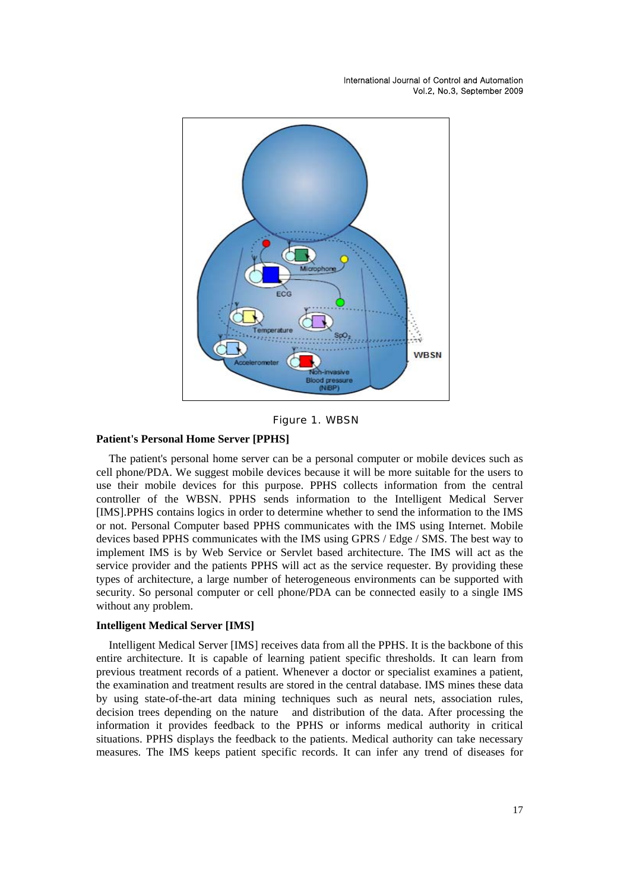ECG

Microphone

Temperature

SpO$_2$

Accelerometer

Non-invasive Blood pressure (NIBP)

WBSN

Figure 1. WBSN

**Patient's Personal Home Server [PPHS]**

The patient's personal home server can be a personal computer or mobile devices such as cell phone/PDA. We suggest mobile devices because it will be more suitable for the users to use their mobile devices for this purpose. PPHS collects information from the central controller of the WBSN. PPHS sends information to the Intelligent Medical Server [IMS].PPHS contains logics in order to determine whether to send the information to the IMS or not. Personal Computer based PPHS communicates with the IMS using Internet. Mobile devices based PPHS communicates with the IMS using GPRS / Edge / SMS. The best way to implement IMS is by Web Service or Servlet based architecture. The IMS will act as the service provider and the patients PPHS will act as the service requester. By providing these types of architecture, a large number of heterogeneous environments can be supported with security. So personal computer or cell phone/PDA can be connected easily to a single IMS without any problem.

**Intelligent Medical Server [IMS]**

Intelligent Medical Server [IMS] receives data from all the PPHS. It is the backbone of this entire architecture. It is capable of learning patient specific thresholds. It can learn from previous treatment records of a patient. Whenever a doctor or specialist examines a patient, the examination and treatment results are stored in the central database. IMS mines these data by using state-of-the-art data mining techniques such as neural nets, association rules, decision trees depending on the nature and distribution of the data. After processing the information it provides feedback to the PPHS or informs medical authority in critical situations. PPHS displays the feedback to the patients. Medical authority can take necessary measures. The IMS keeps patient specific records. It can infer any trend of diseases for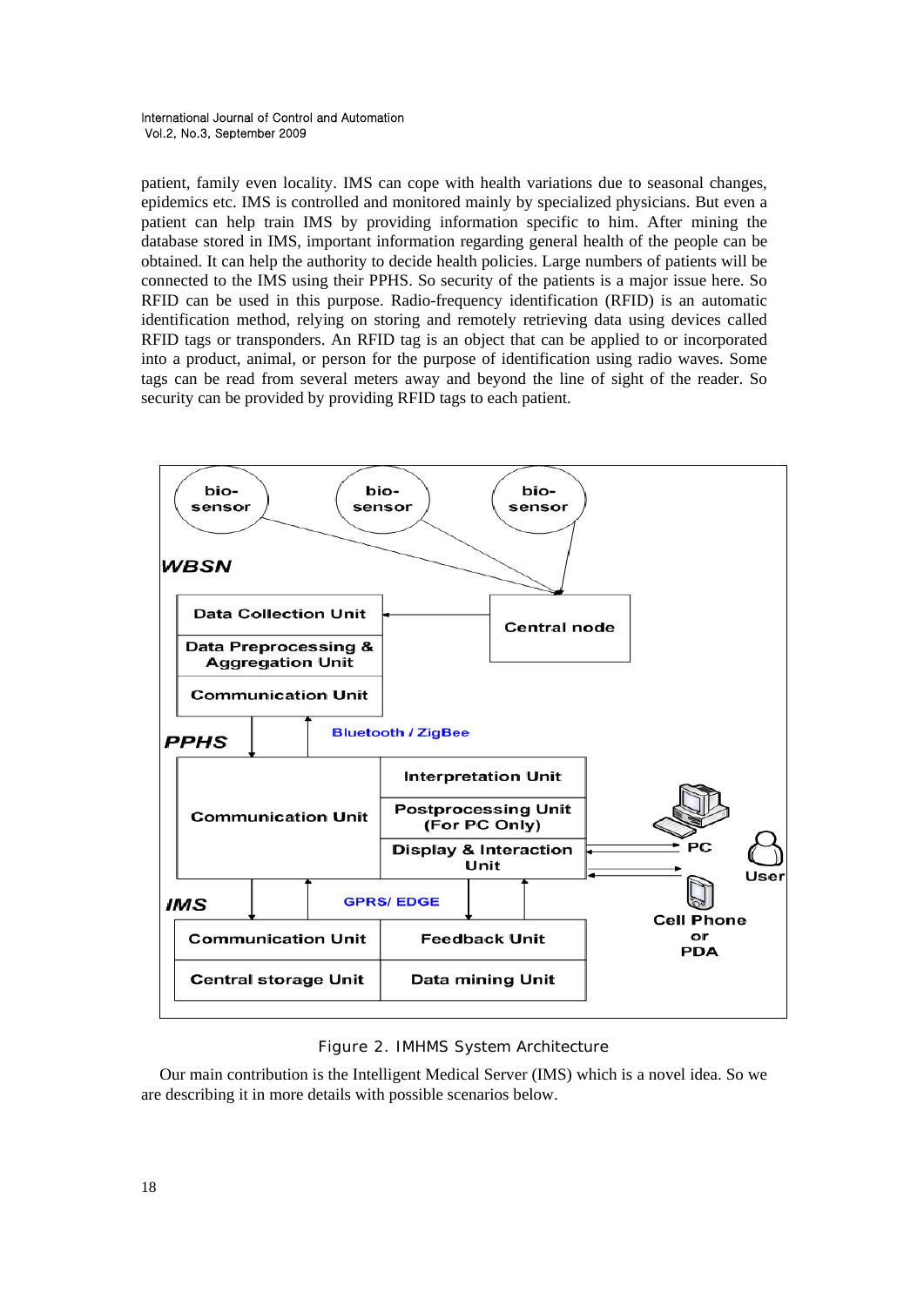patient, family even locality. IMS can cope with health variations due to seasonal changes, epidemics etc. IMS is controlled and monitored mainly by specialized physicians. But even a patient can help train IMS by providing information specific to him. After mining the database stored in IMS, important information regarding general health of the people can be obtained. It can help the authority to decide health policies. Large numbers of patients will be connected to the IMS using their PPHS. So security of the patients is a major issue here. So RFID can be used in this purpose. Radio-frequency identification (RFID) is an automatic identification method, relying on storing and remotely retrieving data using devices called RFID tags or transponders. An RFID tag is an object that can be applied to or incorporated into a product, animal, or person for the purpose of identification using radio waves. Some tags can be read from several meters away and beyond the line of sight of the reader. So security can be provided by providing RFID tags to each patient.

Figure 2. IMHMS System Architecture

Our main contribution is the Intelligent Medical Server (IMS) which is a novel idea. So we are describing it in more details with possible scenarios below.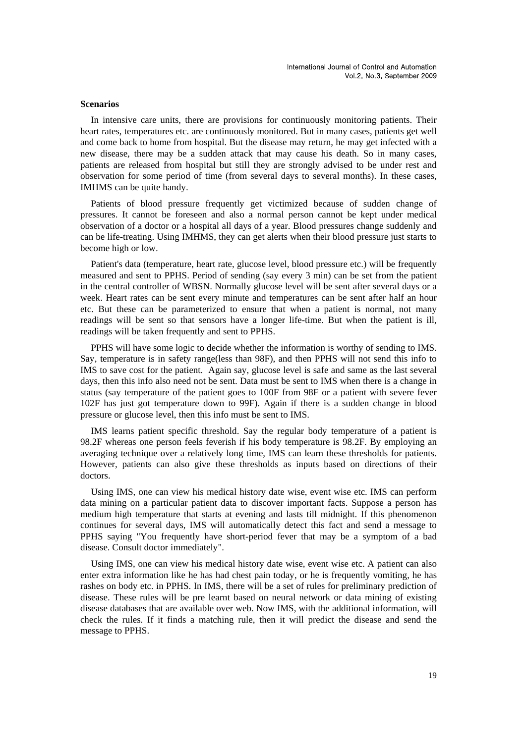**Scenarios**

In intensive care units, there are provisions for continuously monitoring patients. Their heart rates, temperatures etc. are continuously monitored. But in many cases, patients get well and come back to home from hospital. But the disease may return, he may get infected with a new disease, there may be a sudden attack that may cause his death. So in many cases, patients are released from hospital but still they are strongly advised to be under rest and observation for some period of time (from several days to several months). In these cases, IMHMS can be quite handy.

Patients of blood pressure frequently get victimized because of sudden change of pressures. It cannot be foreseen and also a normal person cannot be kept under medical observation of a doctor or a hospital all days of a year. Blood pressures change suddenly and can be life-treating. Using IMHMS, they can get alerts when their blood pressure just starts to become high or low.

Patient's data (temperature, heart rate, glucose level, blood pressure etc.) will be frequently measured and sent to PPHS. Period of sending (say every 3 min) can be set from the patient in the central controller of WBSN. Normally glucose level will be sent after several days or a week. Heart rates can be sent every minute and temperatures can be sent after half an hour etc. But these can be parameterized to ensure that when a patient is normal, not many readings will be sent so that sensors have a longer life-time. But when the patient is ill, readings will be taken frequently and sent to PPHS.

PPHS will have some logic to decide whether the information is worthy of sending to IMS. Say, temperature is in safety range(less than 98F), and then PPHS will not send this info to IMS to save cost for the patient. Again say, glucose level is safe and same as the last several days, then this info also need not be sent. Data must be sent to IMS when there is a change in status (say temperature of the patient goes to 100F from 98F or a patient with severe fever 102F has just got temperature down to 99F). Again if there is a sudden change in blood pressure or glucose level, then this info must be sent to IMS.

IMS learns patient specific threshold. Say the regular body temperature of a patient is 98.2F whereas one person feels feverish if his body temperature is 98.2F. By employing an averaging technique over a relatively long time, IMS can learn these thresholds for patients. However, patients can also give these thresholds as inputs based on directions of their doctors.

Using IMS, one can view his medical history date wise, event wise etc. IMS can perform data mining on a particular patient data to discover important facts. Suppose a person has medium high temperature that starts at evening and lasts till midnight. If this phenomenon continues for several days, IMS will automatically detect this fact and send a message to PPHS saying "You frequently have short-period fever that may be a symptom of a bad disease. Consult doctor immediately".

Using IMS, one can view his medical history date wise, event wise etc. A patient can also enter extra information like he has had chest pain today, or he is frequently vomiting, he has rashes on body etc. in PPHS. In IMS, there will be a set of rules for preliminary prediction of disease. These rules will be pre learnt based on neural network or data mining of existing disease databases that are available over web. Now IMS, with the additional information, will check the rules. If it finds a matching rule, then it will predict the disease and send the message to PPHS.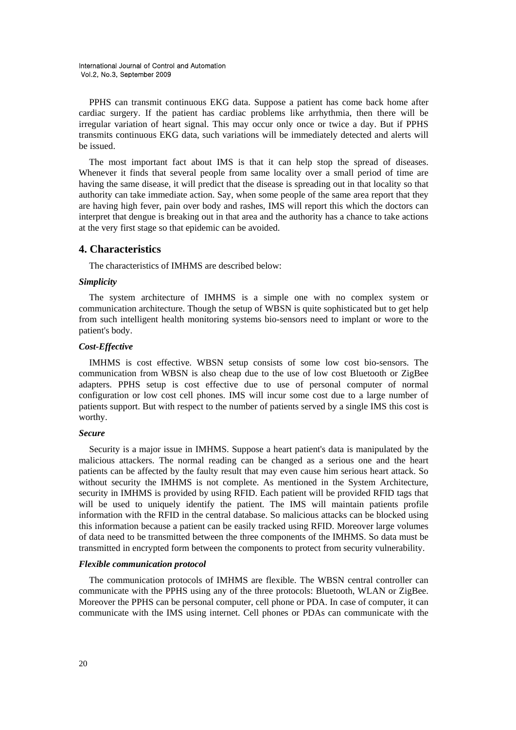PPHS can transmit continuous EKG data. Suppose a patient has come back home after cardiac surgery. If the patient has cardiac problems like arrhythmia, then there will be irregular variation of heart signal. This may occur only once or twice a day. But if PPHS transmits continuous EKG data, such variations will be immediately detected and alerts will be issued.

The most important fact about IMS is that it can help stop the spread of diseases. Whenever it finds that several people from same locality over a small period of time are having the same disease, it will predict that the disease is spreading out in that locality so that authority can take immediate action. Say, when some people of the same area report that they are having high fever, pain over body and rashes, IMS will report this which the doctors can interpret that dengue is breaking out in that area and the authority has a chance to take actions at the very first stage so that epidemic can be avoided.

## 4. Characteristics

The characteristics of IMHMS are described below:

***Simplicity***

The system architecture of IMHMS is a simple one with no complex system or communication architecture. Though the setup of WBSN is quite sophisticated but to get help from such intelligent health monitoring systems bio-sensors need to implant or wore to the patient's body.

***Cost-Effective***

IMHMS is cost effective. WBSN setup consists of some low cost bio-sensors. The communication from WBSN is also cheap due to the use of low cost Bluetooth or ZigBee adapters. PPHS setup is cost effective due to use of personal computer of normal configuration or low cost cell phones. IMS will incur some cost due to a large number of patients support. But with respect to the number of patients served by a single IMS this cost is worthy.

***Secure***

Security is a major issue in IMHMS. Suppose a heart patient's data is manipulated by the malicious attackers. The normal reading can be changed as a serious one and the heart patients can be affected by the faulty result that may even cause him serious heart attack. So without security the IMHMS is not complete. As mentioned in the System Architecture, security in IMHMS is provided by using RFID. Each patient will be provided RFID tags that will be used to uniquely identify the patient. The IMS will maintain patients profile information with the RFID in the central database. So malicious attacks can be blocked using this information because a patient can be easily tracked using RFID. Moreover large volumes of data need to be transmitted between the three components of the IMHMS. So data must be transmitted in encrypted form between the components to protect from security vulnerability.

***Flexible communication protocol***

The communication protocols of IMHMS are flexible. The WBSN central controller can communicate with the PPHS using any of the three protocols: Bluetooth, WLAN or ZigBee. Moreover the PPHS can be personal computer, cell phone or PDA. In case of computer, it can communicate with the IMS using internet. Cell phones or PDAs can communicate with the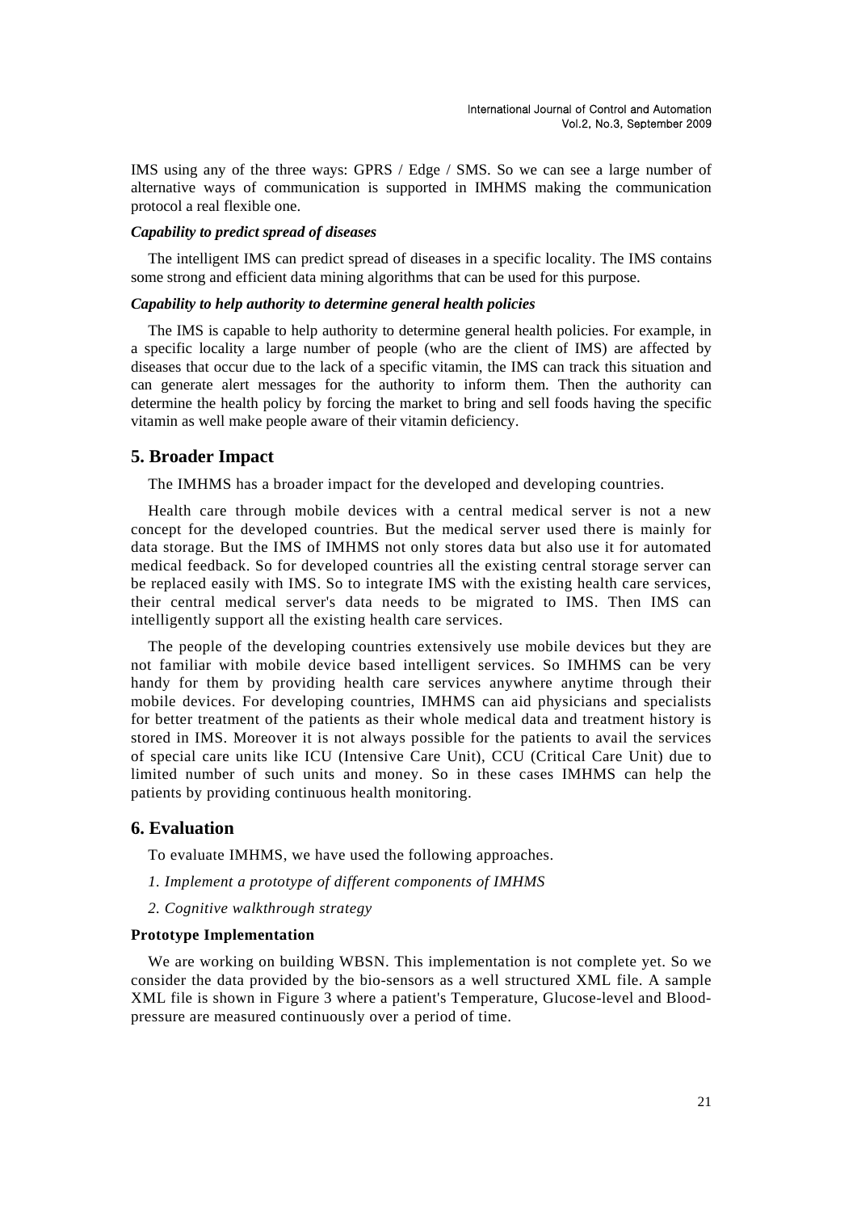IMS using any of the three ways: GPRS / Edge / SMS. So we can see a large number of alternative ways of communication is supported in IMHMS making the communication protocol a real flexible one.

***Capability to predict spread of diseases***

The intelligent IMS can predict spread of diseases in a specific locality. The IMS contains some strong and efficient data mining algorithms that can be used for this purpose.

***Capability to help authority to determine general health policies***

The IMS is capable to help authority to determine general health policies. For example, in a specific locality a large number of people (who are the client of IMS) are affected by diseases that occur due to the lack of a specific vitamin, the IMS can track this situation and can generate alert messages for the authority to inform them. Then the authority can determine the health policy by forcing the market to bring and sell foods having the specific vitamin as well make people aware of their vitamin deficiency.

## 5. Broader Impact

The IMHMS has a broader impact for the developed and developing countries.

Health care through mobile devices with a central medical server is not a new concept for the developed countries. But the medical server used there is mainly for data storage. But the IMS of IMHMS not only stores data but also use it for automated medical feedback. So for developed countries all the existing central storage server can be replaced easily with IMS. So to integrate IMS with the existing health care services, their central medical server's data needs to be migrated to IMS. Then IMS can intelligently support all the existing health care services.

The people of the developing countries extensively use mobile devices but they are not familiar with mobile device based intelligent services. So IMHMS can be very handy for them by providing health care services anywhere anytime through their mobile devices. For developing countries, IMHMS can aid physicians and specialists for better treatment of the patients as their whole medical data and treatment history is stored in IMS. Moreover it is not always possible for the patients to avail the services of special care units like ICU (Intensive Care Unit), CCU (Critical Care Unit) due to limited number of such units and money. So in these cases IMHMS can help the patients by providing continuous health monitoring.

## 6. Evaluation

To evaluate IMHMS, we have used the following approaches.

*1. Implement a prototype of different components of IMHMS*

*2. Cognitive walkthrough strategy*

**Prototype Implementation**

We are working on building WBSN. This implementation is not complete yet. So we consider the data provided by the bio-sensors as a well structured XML file. A sample XML file is shown in Figure 3 where a patient's Temperature, Glucose-level and Blood-pressure are measured continuously over a period of time.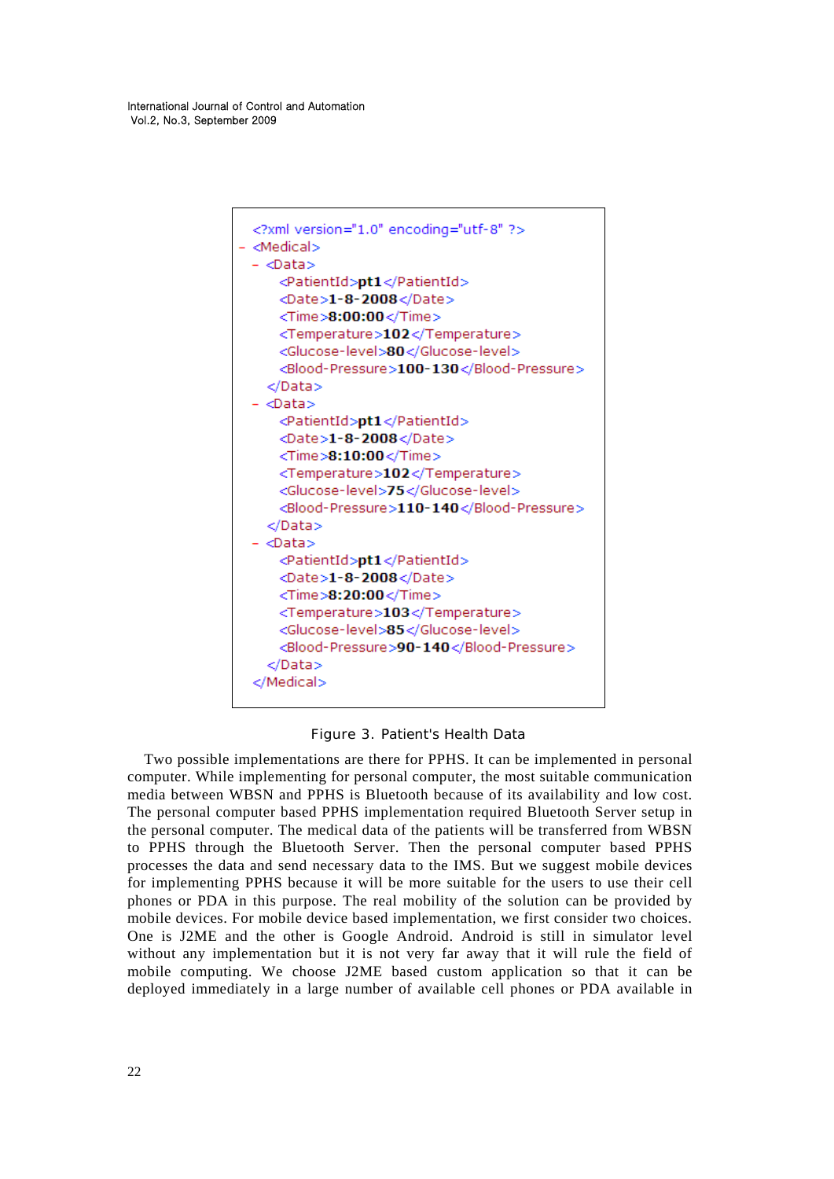```
<?xml version="1.0" encoding="utf-8" ?>
- <Medical>
  - <Data>
      <PatientId>pt1</PatientId>
      <Date>1-8-2008</Date>
      <Time>8:00:00</Time>
      <Temperature>102</Temperature>
      <Glucose-level>80</Glucose-level>
      <Blood-Pressure>100-130</Blood-Pressure>
    </Data>
  - <Data>
      <PatientId>pt1</PatientId>
      <Date>1-8-2008</Date>
      <Time>8:10:00</Time>
      <Temperature>102</Temperature>
      <Glucose-level>75</Glucose-level>
      <Blood-Pressure>110-140</Blood-Pressure>
    </Data>
  - <Data>
      <PatientId>pt1</PatientId>
      <Date>1-8-2008</Date>
      <Time>8:20:00</Time>
      <Temperature>103</Temperature>
      <Glucose-level>85</Glucose-level>
      <Blood-Pressure>90-140</Blood-Pressure>
    </Data>
  </Medical>
```

Figure 3. Patient's Health Data

Two possible implementations are there for PPHS. It can be implemented in personal computer. While implementing for personal computer, the most suitable communication media between WBSN and PPHS is Bluetooth because of its availability and low cost. The personal computer based PPHS implementation required Bluetooth Server setup in the personal computer. The medical data of the patients will be transferred from WBSN to PPHS through the Bluetooth Server. Then the personal computer based PPHS processes the data and send necessary data to the IMS. But we suggest mobile devices for implementing PPHS because it will be more suitable for the users to use their cell phones or PDA in this purpose. The real mobility of the solution can be provided by mobile devices. For mobile device based implementation, we first consider two choices. One is J2ME and the other is Google Android. Android is still in simulator level without any implementation but it is not very far away that it will rule the field of mobile computing. We choose J2ME based custom application so that it can be deployed immediately in a large number of available cell phones or PDA available in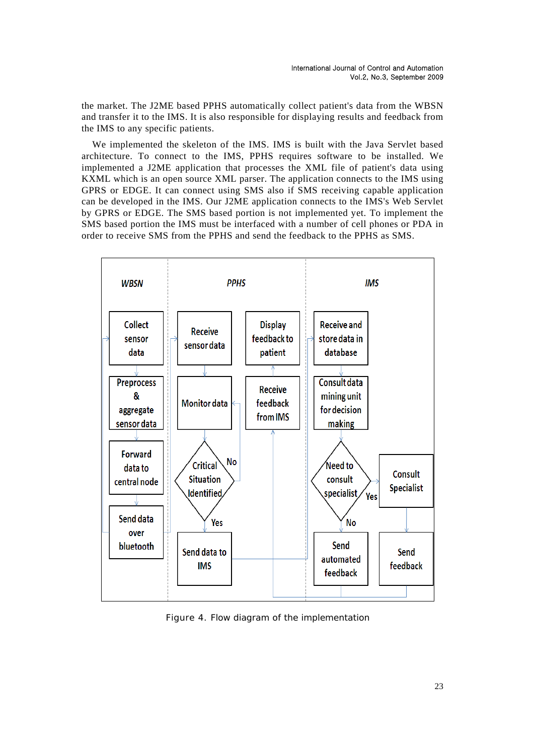the market. The J2ME based PPHS automatically collect patient's data from the WBSN and transfer it to the IMS. It is also responsible for displaying results and feedback from the IMS to any specific patients.

We implemented the skeleton of the IMS. IMS is built with the Java Servlet based architecture. To connect to the IMS, PPHS requires software to be installed. We implemented a J2ME application that processes the XML file of patient's data using KXML which is an open source XML parser. The application connects to the IMS using GPRS or EDGE. It can connect using SMS also if SMS receiving capable application can be developed in the IMS. Our J2ME application connects to the IMS's Web Servlet by GPRS or EDGE. The SMS based portion is not implemented yet. To implement the SMS based portion the IMS must be interfaced with a number of cell phones or PDA in order to receive SMS from the PPHS and send the feedback to the PPHS as SMS.

Figure 4. Flow diagram of the implementation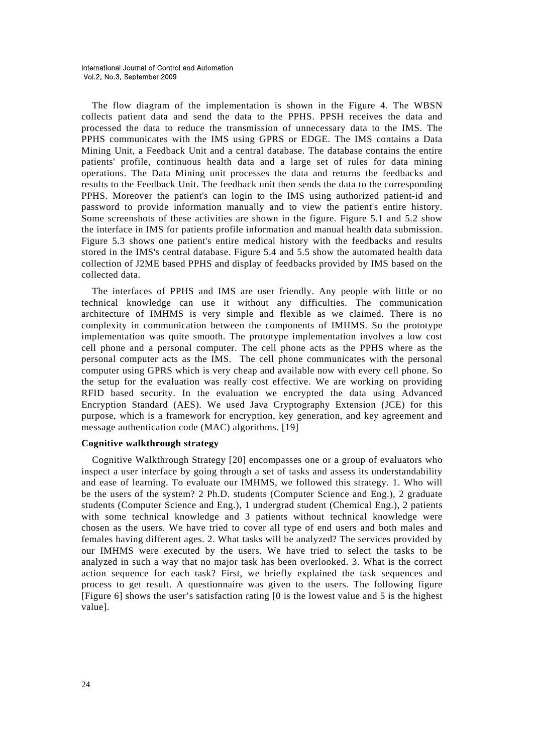The flow diagram of the implementation is shown in the Figure 4. The WBSN collects patient data and send the data to the PPHS. PPSH receives the data and processed the data to reduce the transmission of unnecessary data to the IMS. The PPHS communicates with the IMS using GPRS or EDGE. The IMS contains a Data Mining Unit, a Feedback Unit and a central database. The database contains the entire patients' profile, continuous health data and a large set of rules for data mining operations. The Data Mining unit processes the data and returns the feedbacks and results to the Feedback Unit. The feedback unit then sends the data to the corresponding PPHS. Moreover the patient's can login to the IMS using authorized patient-id and password to provide information manually and to view the patient's entire history. Some screenshots of these activities are shown in the figure. Figure 5.1 and 5.2 show the interface in IMS for patients profile information and manual health data submission. Figure 5.3 shows one patient's entire medical history with the feedbacks and results stored in the IMS's central database. Figure 5.4 and 5.5 show the automated health data collection of J2ME based PPHS and display of feedbacks provided by IMS based on the collected data.

The interfaces of PPHS and IMS are user friendly. Any people with little or no technical knowledge can use it without any difficulties. The communication architecture of IMHMS is very simple and flexible as we claimed. There is no complexity in communication between the components of IMHMS. So the prototype implementation was quite smooth. The prototype implementation involves a low cost cell phone and a personal computer. The cell phone acts as the PPHS where as the personal computer acts as the IMS. The cell phone communicates with the personal computer using GPRS which is very cheap and available now with every cell phone. So the setup for the evaluation was really cost effective. We are working on providing RFID based security. In the evaluation we encrypted the data using Advanced Encryption Standard (AES). We used Java Cryptography Extension (JCE) for this purpose, which is a framework for encryption, key generation, and key agreement and message authentication code (MAC) algorithms. [19]

**Cognitive walkthrough strategy**

Cognitive Walkthrough Strategy [20] encompasses one or a group of evaluators who inspect a user interface by going through a set of tasks and assess its understandability and ease of learning. To evaluate our IMHMS, we followed this strategy. 1. Who will be the users of the system? 2 Ph.D. students (Computer Science and Eng.), 2 graduate students (Computer Science and Eng.), 1 undergrad student (Chemical Eng.), 2 patients with some technical knowledge and 3 patients without technical knowledge were chosen as the users. We have tried to cover all type of end users and both males and females having different ages. 2. What tasks will be analyzed? The services provided by our IMHMS were executed by the users. We have tried to select the tasks to be analyzed in such a way that no major task has been overlooked. 3. What is the correct action sequence for each task? First, we briefly explained the task sequences and process to get result. A questionnaire was given to the users. The following figure [Figure 6] shows the user's satisfaction rating [0 is the lowest value and 5 is the highest value].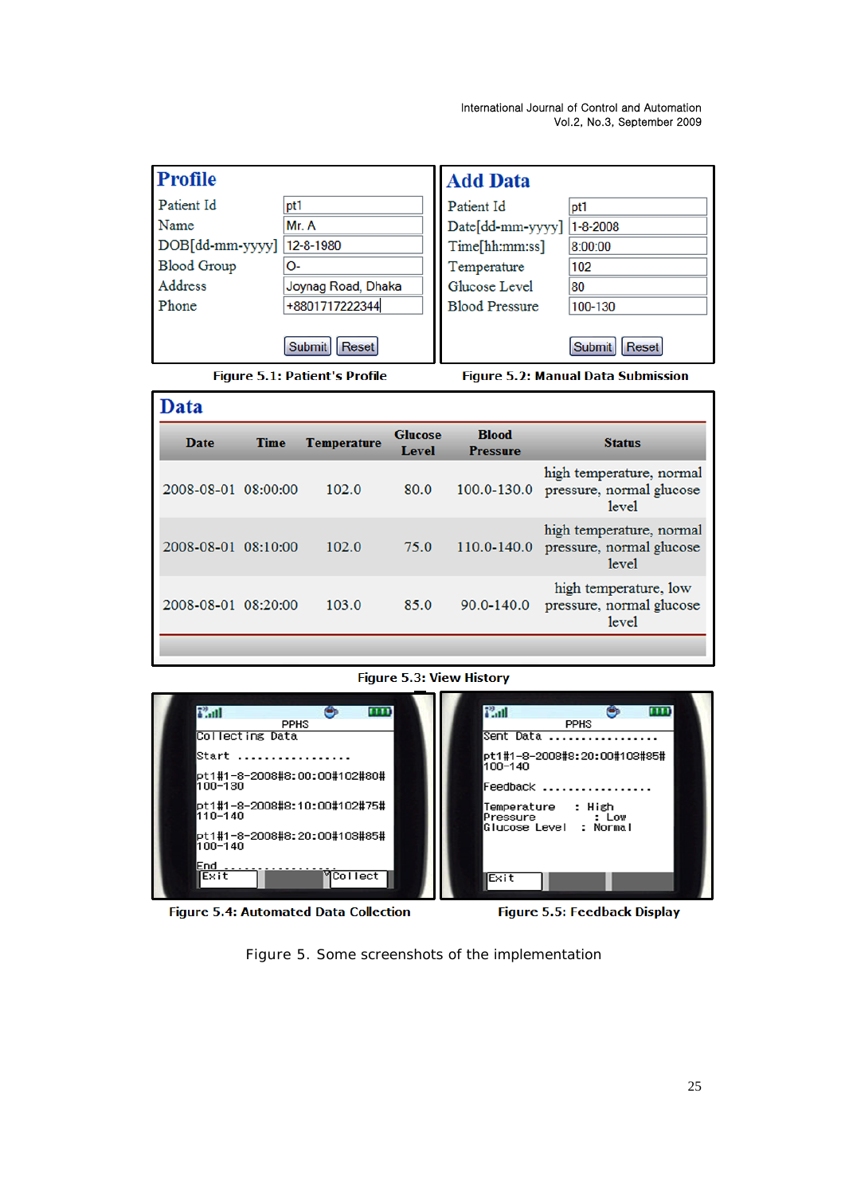## Profile

| | |
|---|---|
| Patient Id | pt1 |
| Name | Mr. A |
| DOB[dd-mm-yyyy] | 12-8-1980 |
| Blood Group | O- |
| Address | Joynag Road, Dhaka |
| Phone | +8801717222344 |

Submit Reset

**Figure 5.1: Patient's Profile**

## Add Data

| | |
|---|---|
| Patient Id | pt1 |
| Date[dd-mm-yyyy] | 1-8-2008 |
| Time[hh:mm:ss] | 8:00:00 |
| Temperature | 102 |
| Glucose Level | 80 |
| Blood Pressure | 100-130 |

Submit Reset

**Figure 5.2: Manual Data Submission**

## Data

| Date | Time | Temperature | Glucose Level | Blood Pressure | Status |
|---|---|---|---|---|---|
| 2008-08-01 | 08:00:00 | 102.0 | 80.0 | 100.0-130.0 | high temperature, normal pressure, normal glucose level |
| 2008-08-01 | 08:10:00 | 102.0 | 75.0 | 110.0-140.0 | high temperature, normal pressure, normal glucose level |
| 2008-08-01 | 08:20:00 | 103.0 | 85.0 | 90.0-140.0 | high temperature, low pressure, normal glucose level |

**Figure 5.3: View History**

```
PPHS
Collecting Data
Start .................
pt1#1-8-2008#8:00:00#102#80#
100-130
pt1#1-8-2008#8:10:00#102#75#
110-140
pt1#1-8-2008#8:20:00#103#85#
100-140
End ..................
Exit                Collect
```

**Figure 5.4: Automated Data Collection**

```
PPHS
Sent Data .................
pt1#1-8-2008#8:20:00#103#85#
100-140
Feedback .................
Temperature   : High
Pressure      : Low
Glucose Level : Normal
Exit
```

**Figure 5.5: Feedback Display**

Figure 5. Some screenshots of the implementation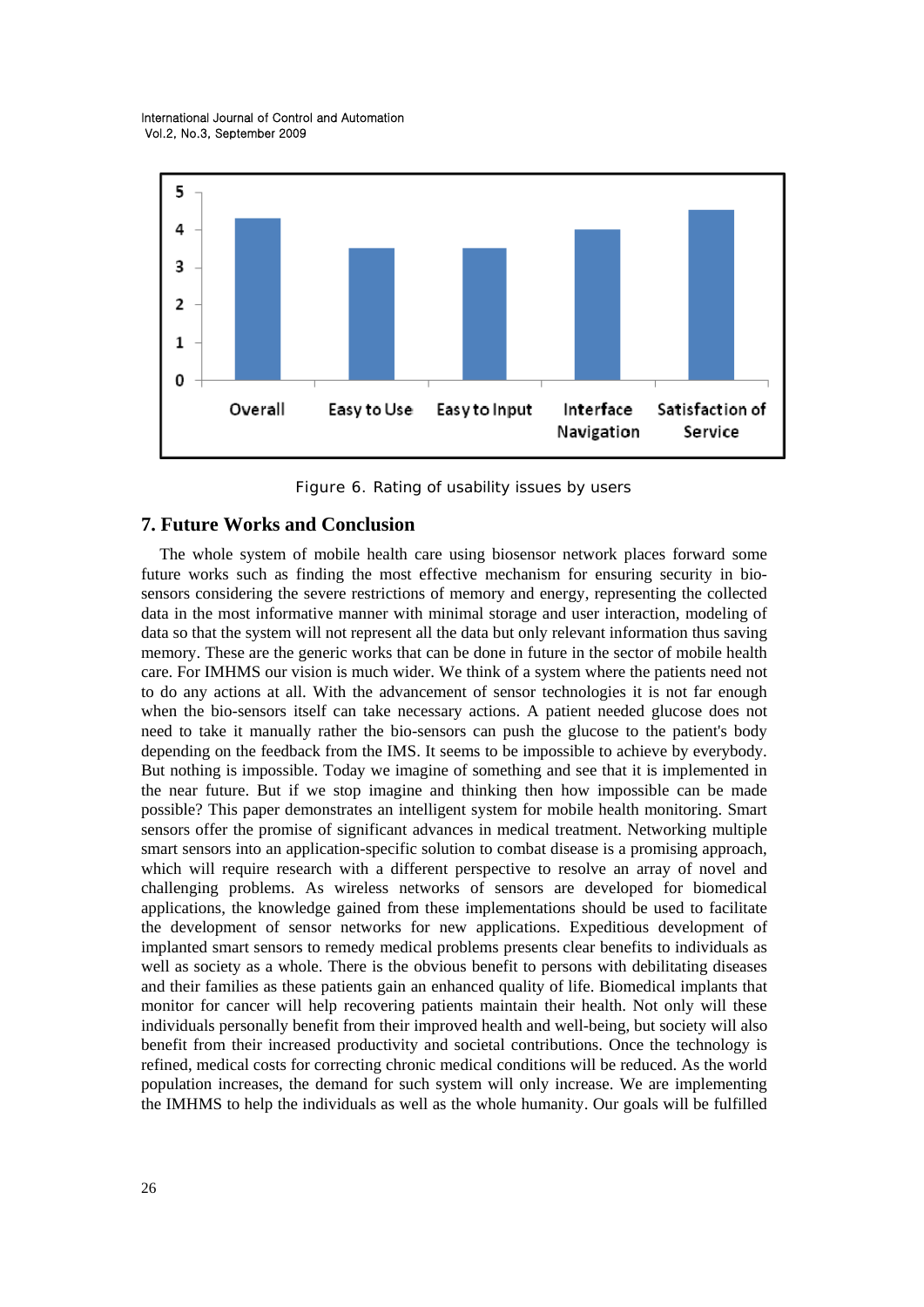Figure 6. Rating of usability issues by users

## 7. Future Works and Conclusion

The whole system of mobile health care using biosensor network places forward some future works such as finding the most effective mechanism for ensuring security in bio-sensors considering the severe restrictions of memory and energy, representing the collected data in the most informative manner with minimal storage and user interaction, modeling of data so that the system will not represent all the data but only relevant information thus saving memory. These are the generic works that can be done in future in the sector of mobile health care. For IMHMS our vision is much wider. We think of a system where the patients need not to do any actions at all. With the advancement of sensor technologies it is not far enough when the bio-sensors itself can take necessary actions. A patient needed glucose does not need to take it manually rather the bio-sensors can push the glucose to the patient's body depending on the feedback from the IMS. It seems to be impossible to achieve by everybody. But nothing is impossible. Today we imagine of something and see that it is implemented in the near future. But if we stop imagine and thinking then how impossible can be made possible? This paper demonstrates an intelligent system for mobile health monitoring. Smart sensors offer the promise of significant advances in medical treatment. Networking multiple smart sensors into an application-specific solution to combat disease is a promising approach, which will require research with a different perspective to resolve an array of novel and challenging problems. As wireless networks of sensors are developed for biomedical applications, the knowledge gained from these implementations should be used to facilitate the development of sensor networks for new applications. Expeditious development of implanted smart sensors to remedy medical problems presents clear benefits to individuals as well as society as a whole. There is the obvious benefit to persons with debilitating diseases and their families as these patients gain an enhanced quality of life. Biomedical implants that monitor for cancer will help recovering patients maintain their health. Not only will these individuals personally benefit from their improved health and well-being, but society will also benefit from their increased productivity and societal contributions. Once the technology is refined, medical costs for correcting chronic medical conditions will be reduced. As the world population increases, the demand for such system will only increase. We are implementing the IMHMS to help the individuals as well as the whole humanity. Our goals will be fulfilled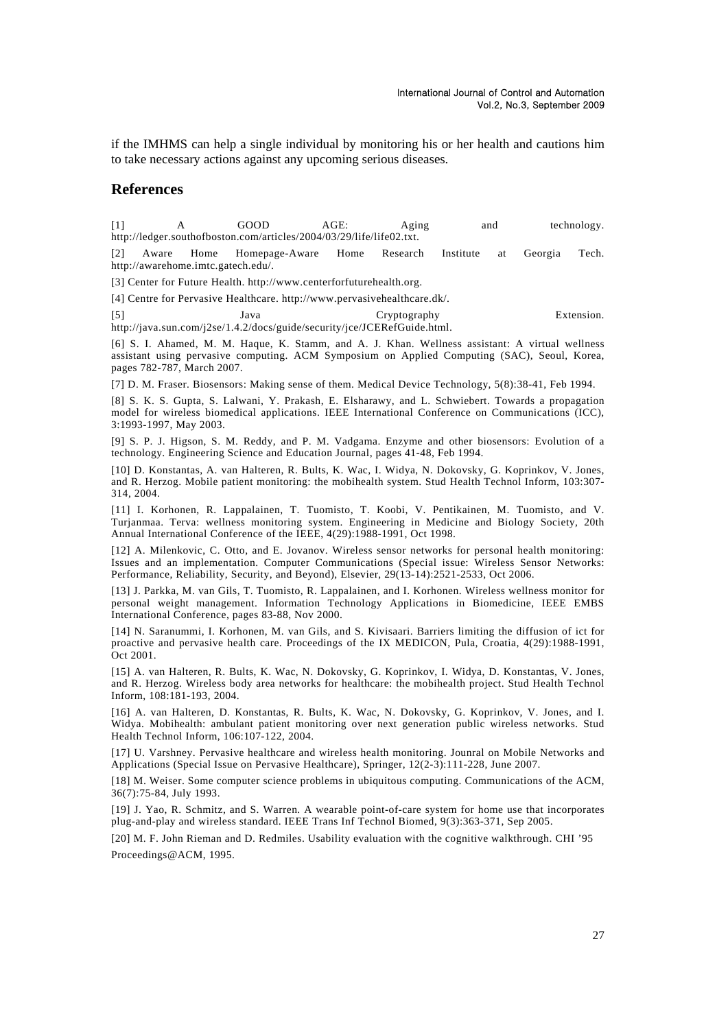if the IMHMS can help a single individual by monitoring his or her health and cautions him to take necessary actions against any upcoming serious diseases.

## References

[1] A GOOD AGE: Aging and technology. http://ledger.southofboston.com/articles/2004/03/29/life/life02.txt.

[2] Aware Home Homepage-Aware Home Research Institute at Georgia Tech. http://awarehome.imtc.gatech.edu/.

[3] Center for Future Health. http://www.centerforfuturehealth.org.

[4] Centre for Pervasive Healthcare. http://www.pervasivehealthcare.dk/.

[5] Java Cryptography Extension. http://java.sun.com/j2se/1.4.2/docs/guide/security/jce/JCERefGuide.html.

[6] S. I. Ahamed, M. M. Haque, K. Stamm, and A. J. Khan. Wellness assistant: A virtual wellness assistant using pervasive computing. ACM Symposium on Applied Computing (SAC), Seoul, Korea, pages 782-787, March 2007.

[7] D. M. Fraser. Biosensors: Making sense of them. Medical Device Technology, 5(8):38-41, Feb 1994.

[8] S. K. S. Gupta, S. Lalwani, Y. Prakash, E. Elsharawy, and L. Schwiebert. Towards a propagation model for wireless biomedical applications. IEEE International Conference on Communications (ICC), 3:1993-1997, May 2003.

[9] S. P. J. Higson, S. M. Reddy, and P. M. Vadgama. Enzyme and other biosensors: Evolution of a technology. Engineering Science and Education Journal, pages 41-48, Feb 1994.

[10] D. Konstantas, A. van Halteren, R. Bults, K. Wac, I. Widya, N. Dokovsky, G. Koprinkov, V. Jones, and R. Herzog. Mobile patient monitoring: the mobihealth system. Stud Health Technol Inform, 103:307-314, 2004.

[11] I. Korhonen, R. Lappalainen, T. Tuomisto, T. Koobi, V. Pentikainen, M. Tuomisto, and V. Turjanmaa. Terva: wellness monitoring system. Engineering in Medicine and Biology Society, 20th Annual International Conference of the IEEE, 4(29):1988-1991, Oct 1998.

[12] A. Milenkovic, C. Otto, and E. Jovanov. Wireless sensor networks for personal health monitoring: Issues and an implementation. Computer Communications (Special issue: Wireless Sensor Networks: Performance, Reliability, Security, and Beyond), Elsevier, 29(13-14):2521-2533, Oct 2006.

[13] J. Parkka, M. van Gils, T. Tuomisto, R. Lappalainen, and I. Korhonen. Wireless wellness monitor for personal weight management. Information Technology Applications in Biomedicine, IEEE EMBS International Conference, pages 83-88, Nov 2000.

[14] N. Saranummi, I. Korhonen, M. van Gils, and S. Kivisaari. Barriers limiting the diffusion of ict for proactive and pervasive health care. Proceedings of the IX MEDICON, Pula, Croatia, 4(29):1988-1991, Oct 2001.

[15] A. van Halteren, R. Bults, K. Wac, N. Dokovsky, G. Koprinkov, I. Widya, D. Konstantas, V. Jones, and R. Herzog. Wireless body area networks for healthcare: the mobihealth project. Stud Health Technol Inform, 108:181-193, 2004.

[16] A. van Halteren, D. Konstantas, R. Bults, K. Wac, N. Dokovsky, G. Koprinkov, V. Jones, and I. Widya. Mobihealth: ambulant patient monitoring over next generation public wireless networks. Stud Health Technol Inform, 106:107-122, 2004.

[17] U. Varshney. Pervasive healthcare and wireless health monitoring. Jounral on Mobile Networks and Applications (Special Issue on Pervasive Healthcare), Springer, 12(2-3):111-228, June 2007.

[18] M. Weiser. Some computer science problems in ubiquitous computing. Communications of the ACM, 36(7):75-84, July 1993.

[19] J. Yao, R. Schmitz, and S. Warren. A wearable point-of-care system for home use that incorporates plug-and-play and wireless standard. IEEE Trans Inf Technol Biomed, 9(3):363-371, Sep 2005.

[20] M. F. John Rieman and D. Redmiles. Usability evaluation with the cognitive walkthrough. CHI '95 Proceedings@ACM, 1995.